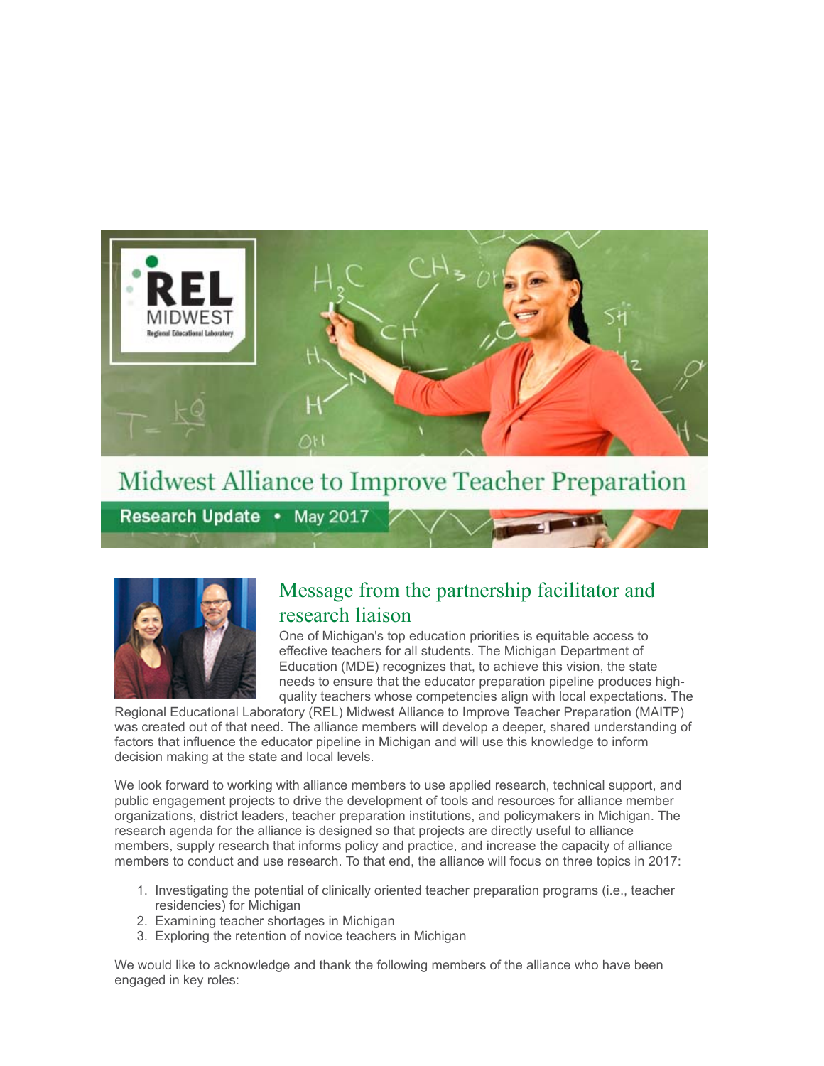# Midwest Alliance to Improve Teacher Preparation

**Research Update • May 2017**

## Message from the partnership facilitator and research liaison

One of Michigan's top education priorities is equitable access to effective teachers for all students. The Michigan Department of Education (MDE) recognizes that, to achieve this vision, the state needs to ensure that the educator preparation pipeline produces high-quality teachers whose competencies align with local expectations. The Regional Educational Laboratory (REL) Midwest Alliance to Improve Teacher Preparation (MAITP) was created out of that need. The alliance members will develop a deeper, shared understanding of factors that influence the educator pipeline in Michigan and will use this knowledge to inform decision making at the state and local levels.

We look forward to working with alliance members to use applied research, technical support, and public engagement projects to drive the development of tools and resources for alliance member organizations, district leaders, teacher preparation institutions, and policymakers in Michigan. The research agenda for the alliance is designed so that projects are directly useful to alliance members, supply research that informs policy and practice, and increase the capacity of alliance members to conduct and use research. To that end, the alliance will focus on three topics in 2017:

1. Investigating the potential of clinically oriented teacher preparation programs (i.e., teacher residencies) for Michigan
2. Examining teacher shortages in Michigan
3. Exploring the retention of novice teachers in Michigan

We would like to acknowledge and thank the following members of the alliance who have been engaged in key roles: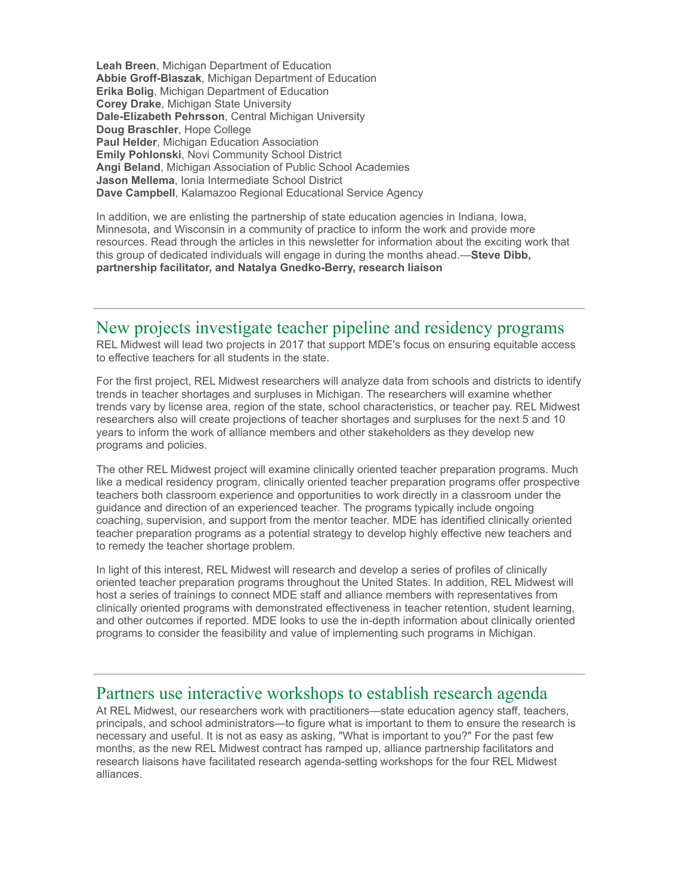**Leah Breen**, Michigan Department of Education
**Abbie Groff-Blaszak**, Michigan Department of Education
**Erika Bolig**, Michigan Department of Education
**Corey Drake**, Michigan State University
**Dale-Elizabeth Pehrsson**, Central Michigan University
**Doug Braschler**, Hope College
**Paul Helder**, Michigan Education Association
**Emily Pohlonski**, Novi Community School District
**Angi Beland**, Michigan Association of Public School Academies
**Jason Mellema**, Ionia Intermediate School District
**Dave Campbell**, Kalamazoo Regional Educational Service Agency

In addition, we are enlisting the partnership of state education agencies in Indiana, Iowa, Minnesota, and Wisconsin in a community of practice to inform the work and provide more resources. Read through the articles in this newsletter for information about the exciting work that this group of dedicated individuals will engage in during the months ahead.—**Steve Dibb, partnership facilitator, and Natalya Gnedko-Berry, research liaison**

## New projects investigate teacher pipeline and residency programs

REL Midwest will lead two projects in 2017 that support MDE's focus on ensuring equitable access to effective teachers for all students in the state.

For the first project, REL Midwest researchers will analyze data from schools and districts to identify trends in teacher shortages and surpluses in Michigan. The researchers will examine whether trends vary by license area, region of the state, school characteristics, or teacher pay. REL Midwest researchers also will create projections of teacher shortages and surpluses for the next 5 and 10 years to inform the work of alliance members and other stakeholders as they develop new programs and policies.

The other REL Midwest project will examine clinically oriented teacher preparation programs. Much like a medical residency program, clinically oriented teacher preparation programs offer prospective teachers both classroom experience and opportunities to work directly in a classroom under the guidance and direction of an experienced teacher. The programs typically include ongoing coaching, supervision, and support from the mentor teacher. MDE has identified clinically oriented teacher preparation programs as a potential strategy to develop highly effective new teachers and to remedy the teacher shortage problem.

In light of this interest, REL Midwest will research and develop a series of profiles of clinically oriented teacher preparation programs throughout the United States. In addition, REL Midwest will host a series of trainings to connect MDE staff and alliance members with representatives from clinically oriented programs with demonstrated effectiveness in teacher retention, student learning, and other outcomes if reported. MDE looks to use the in-depth information about clinically oriented programs to consider the feasibility and value of implementing such programs in Michigan.

## Partners use interactive workshops to establish research agenda

At REL Midwest, our researchers work with practitioners—state education agency staff, teachers, principals, and school administrators—to figure what is important to them to ensure the research is necessary and useful. It is not as easy as asking, "What is important to you?" For the past few months, as the new REL Midwest contract has ramped up, alliance partnership facilitators and research liaisons have facilitated research agenda-setting workshops for the four REL Midwest alliances.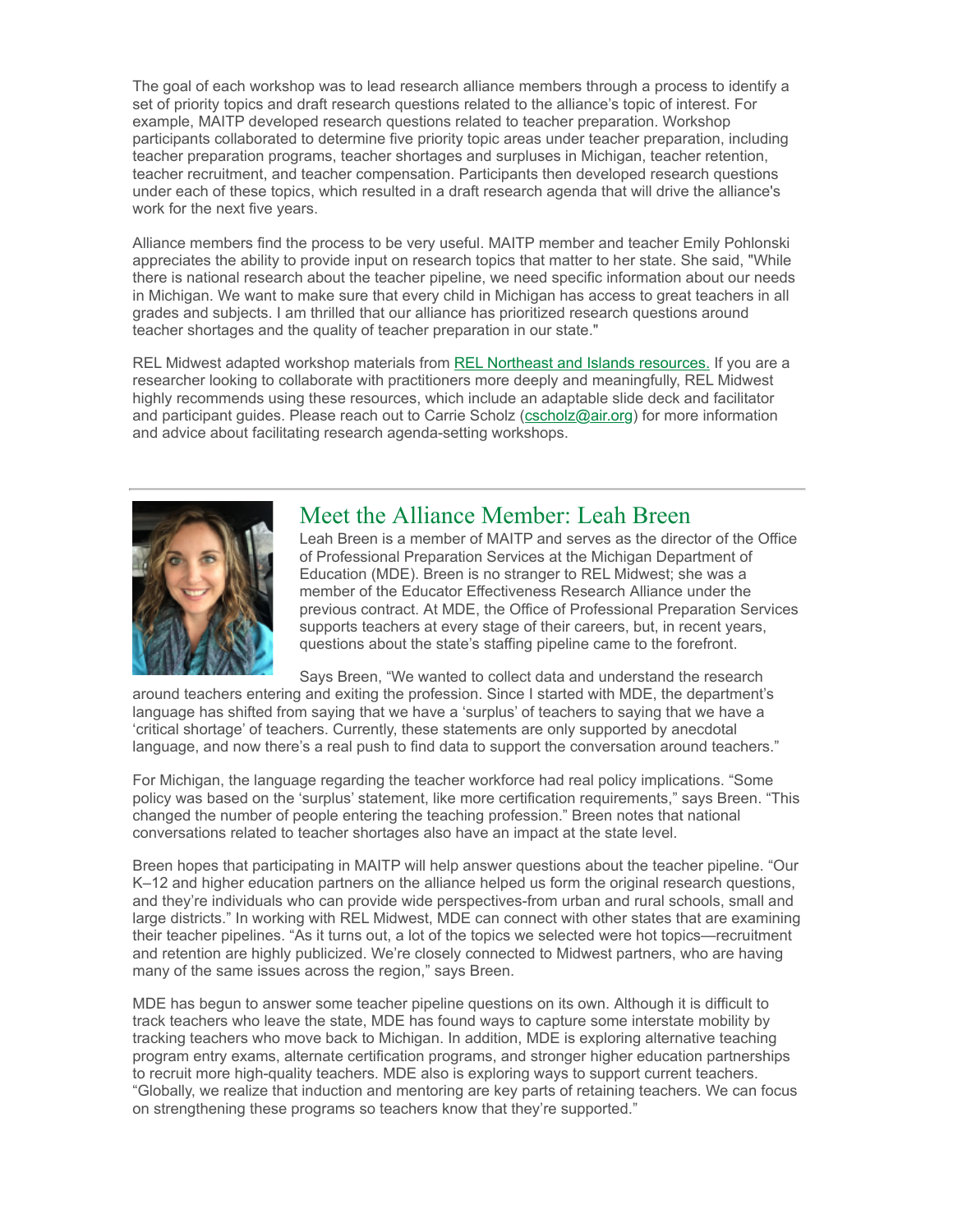The goal of each workshop was to lead research alliance members through a process to identify a set of priority topics and draft research questions related to the alliance's topic of interest. For example, MAITP developed research questions related to teacher preparation. Workshop participants collaborated to determine five priority topic areas under teacher preparation, including teacher preparation programs, teacher shortages and surpluses in Michigan, teacher retention, teacher recruitment, and teacher compensation. Participants then developed research questions under each of these topics, which resulted in a draft research agenda that will drive the alliance's work for the next five years.

Alliance members find the process to be very useful. MAITP member and teacher Emily Pohlonski appreciates the ability to provide input on research topics that matter to her state. She said, "While there is national research about the teacher pipeline, we need specific information about our needs in Michigan. We want to make sure that every child in Michigan has access to great teachers in all grades and subjects. I am thrilled that our alliance has prioritized research questions around teacher shortages and the quality of teacher preparation in our state."

REL Midwest adapted workshop materials from [REL Northeast and Islands resources.]() If you are a researcher looking to collaborate with practitioners more deeply and meaningfully, REL Midwest highly recommends using these resources, which include an adaptable slide deck and facilitator and participant guides. Please reach out to Carrie Scholz (cscholz@air.org) for more information and advice about facilitating research agenda-setting workshops.

---

## Meet the Alliance Member: Leah Breen

Leah Breen is a member of MAITP and serves as the director of the Office of Professional Preparation Services at the Michigan Department of Education (MDE). Breen is no stranger to REL Midwest; she was a member of the Educator Effectiveness Research Alliance under the previous contract. At MDE, the Office of Professional Preparation Services supports teachers at every stage of their careers, but, in recent years, questions about the state's staffing pipeline came to the forefront.

Says Breen, "We wanted to collect data and understand the research around teachers entering and exiting the profession. Since I started with MDE, the department's language has shifted from saying that we have a 'surplus' of teachers to saying that we have a 'critical shortage' of teachers. Currently, these statements are only supported by anecdotal language, and now there's a real push to find data to support the conversation around teachers."

For Michigan, the language regarding the teacher workforce had real policy implications. "Some policy was based on the 'surplus' statement, like more certification requirements," says Breen. "This changed the number of people entering the teaching profession." Breen notes that national conversations related to teacher shortages also have an impact at the state level.

Breen hopes that participating in MAITP will help answer questions about the teacher pipeline. "Our K–12 and higher education partners on the alliance helped us form the original research questions, and they're individuals who can provide wide perspectives-from urban and rural schools, small and large districts." In working with REL Midwest, MDE can connect with other states that are examining their teacher pipelines. "As it turns out, a lot of the topics we selected were hot topics—recruitment and retention are highly publicized. We're closely connected to Midwest partners, who are having many of the same issues across the region," says Breen.

MDE has begun to answer some teacher pipeline questions on its own. Although it is difficult to track teachers who leave the state, MDE has found ways to capture some interstate mobility by tracking teachers who move back to Michigan. In addition, MDE is exploring alternative teaching program entry exams, alternate certification programs, and stronger higher education partnerships to recruit more high-quality teachers. MDE also is exploring ways to support current teachers. "Globally, we realize that induction and mentoring are key parts of retaining teachers. We can focus on strengthening these programs so teachers know that they're supported."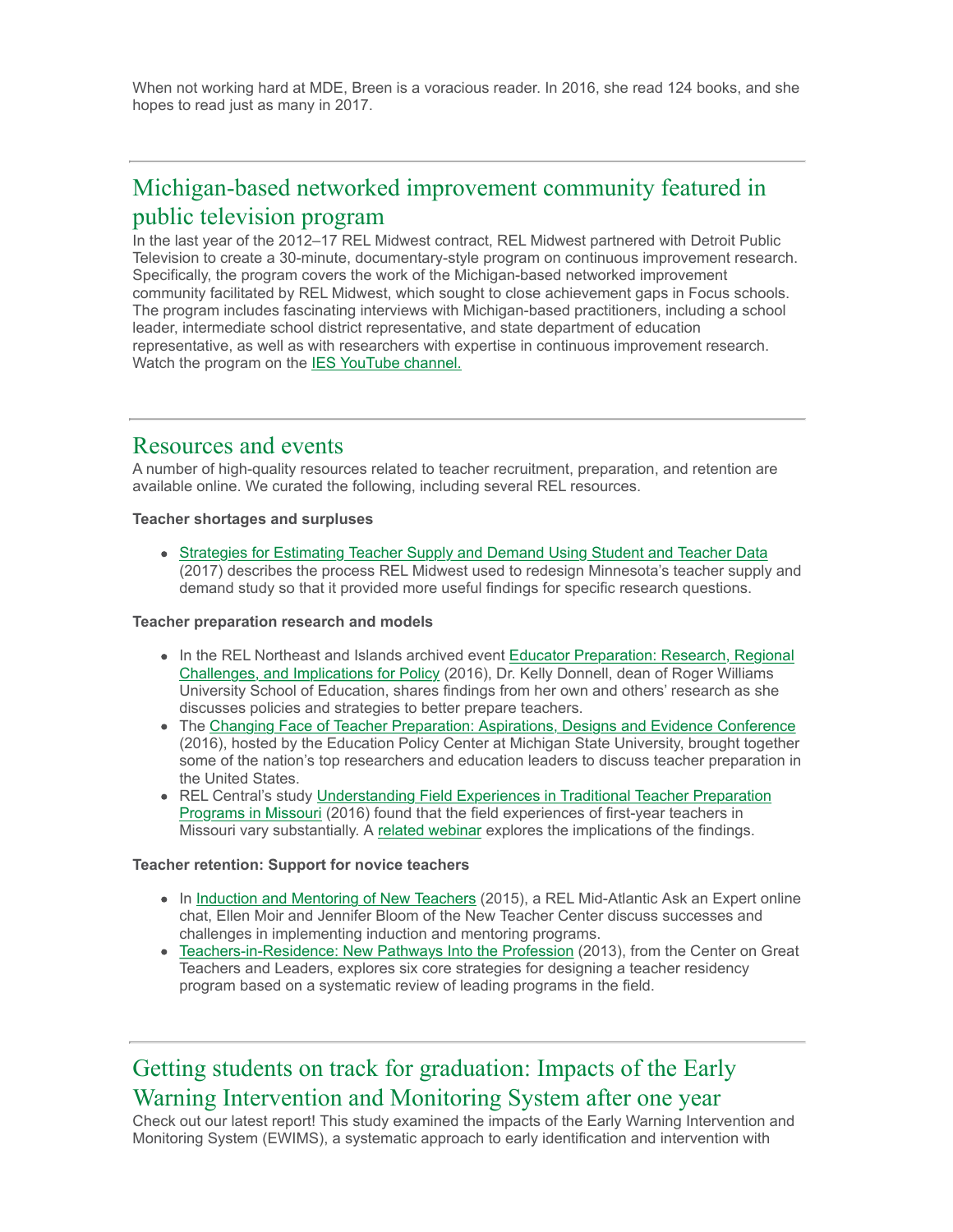When not working hard at MDE, Breen is a voracious reader. In 2016, she read 124 books, and she hopes to read just as many in 2017.

---

## Michigan-based networked improvement community featured in public television program

In the last year of the 2012–17 REL Midwest contract, REL Midwest partnered with Detroit Public Television to create a 30-minute, documentary-style program on continuous improvement research. Specifically, the program covers the work of the Michigan-based networked improvement community facilitated by REL Midwest, which sought to close achievement gaps in Focus schools. The program includes fascinating interviews with Michigan-based practitioners, including a school leader, intermediate school district representative, and state department of education representative, as well as with researchers with expertise in continuous improvement research. Watch the program on the IES YouTube channel.

---

## Resources and events

A number of high-quality resources related to teacher recruitment, preparation, and retention are available online. We curated the following, including several REL resources.

**Teacher shortages and surpluses**

- Strategies for Estimating Teacher Supply and Demand Using Student and Teacher Data (2017) describes the process REL Midwest used to redesign Minnesota's teacher supply and demand study so that it provided more useful findings for specific research questions.

**Teacher preparation research and models**

- In the REL Northeast and Islands archived event Educator Preparation: Research, Regional Challenges, and Implications for Policy (2016), Dr. Kelly Donnell, dean of Roger Williams University School of Education, shares findings from her own and others' research as she discusses policies and strategies to better prepare teachers.
- The Changing Face of Teacher Preparation: Aspirations, Designs and Evidence Conference (2016), hosted by the Education Policy Center at Michigan State University, brought together some of the nation's top researchers and education leaders to discuss teacher preparation in the United States.
- REL Central's study Understanding Field Experiences in Traditional Teacher Preparation Programs in Missouri (2016) found that the field experiences of first-year teachers in Missouri vary substantially. A related webinar explores the implications of the findings.

**Teacher retention: Support for novice teachers**

- In Induction and Mentoring of New Teachers (2015), a REL Mid-Atlantic Ask an Expert online chat, Ellen Moir and Jennifer Bloom of the New Teacher Center discuss successes and challenges in implementing induction and mentoring programs.
- Teachers-in-Residence: New Pathways Into the Profession (2013), from the Center on Great Teachers and Leaders, explores six core strategies for designing a teacher residency program based on a systematic review of leading programs in the field.

---

## Getting students on track for graduation: Impacts of the Early Warning Intervention and Monitoring System after one year

Check out our latest report! This study examined the impacts of the Early Warning Intervention and Monitoring System (EWIMS), a systematic approach to early identification and intervention with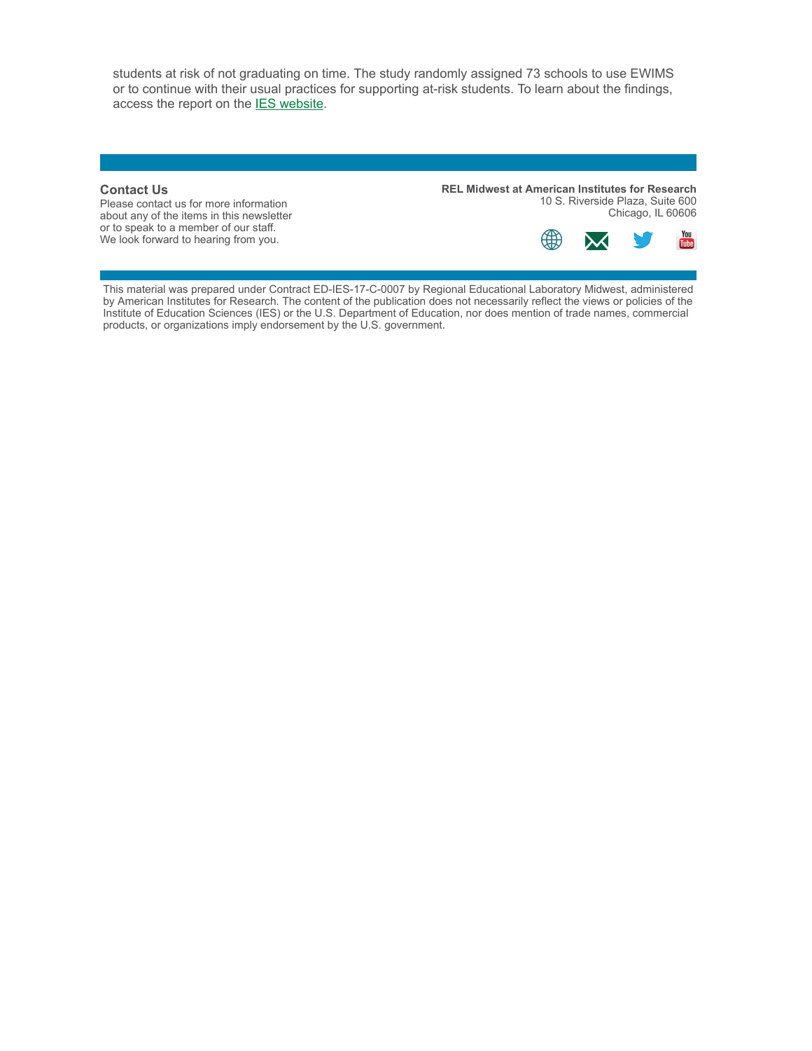students at risk of not graduating on time. The study randomly assigned 73 schools to use EWIMS or to continue with their usual practices for supporting at-risk students. To learn about the findings, access the report on the IES website.

## Contact Us

Please contact us for more information about any of the items in this newsletter or to speak to a member of our staff. We look forward to hearing from you.

**REL Midwest at American Institutes for Research**
10 S. Riverside Plaza, Suite 600
Chicago, IL 60606

This material was prepared under Contract ED-IES-17-C-0007 by Regional Educational Laboratory Midwest, administered by American Institutes for Research. The content of the publication does not necessarily reflect the views or policies of the Institute of Education Sciences (IES) or the U.S. Department of Education, nor does mention of trade names, commercial products, or organizations imply endorsement by the U.S. government.